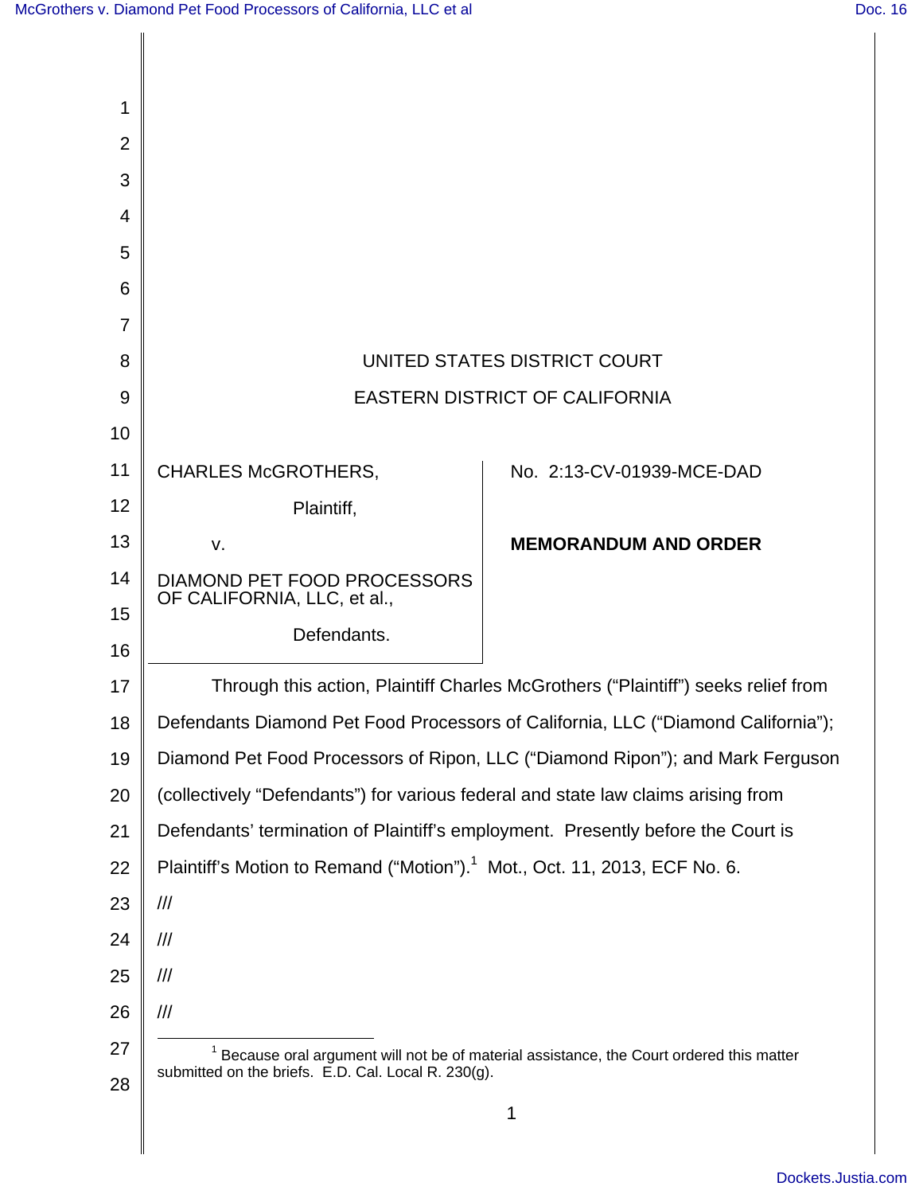UNITED STATES DISTRICT COURT

EASTERN DISTRICT OF CALIFORNIA

| | |
|---|---|
| CHARLES McGROTHERS, Plaintiff, v. DIAMOND PET FOOD PROCESSORS OF CALIFORNIA, LLC, et al., Defendants. | No. 2:13-CV-01939-MCE-DAD **MEMORANDUM AND ORDER** |

Through this action, Plaintiff Charles McGrothers ("Plaintiff") seeks relief from Defendants Diamond Pet Food Processors of California, LLC ("Diamond California"); Diamond Pet Food Processors of Ripon, LLC ("Diamond Ripon"); and Mark Ferguson (collectively "Defendants") for various federal and state law claims arising from Defendants' termination of Plaintiff's employment. Presently before the Court is Plaintiff's Motion to Remand ("Motion").[1] Mot., Oct. 11, 2013, ECF No. 6.

///

///

///

///

[1] Because oral argument will not be of material assistance, the Court ordered this matter submitted on the briefs. E.D. Cal. Local R. 230(g).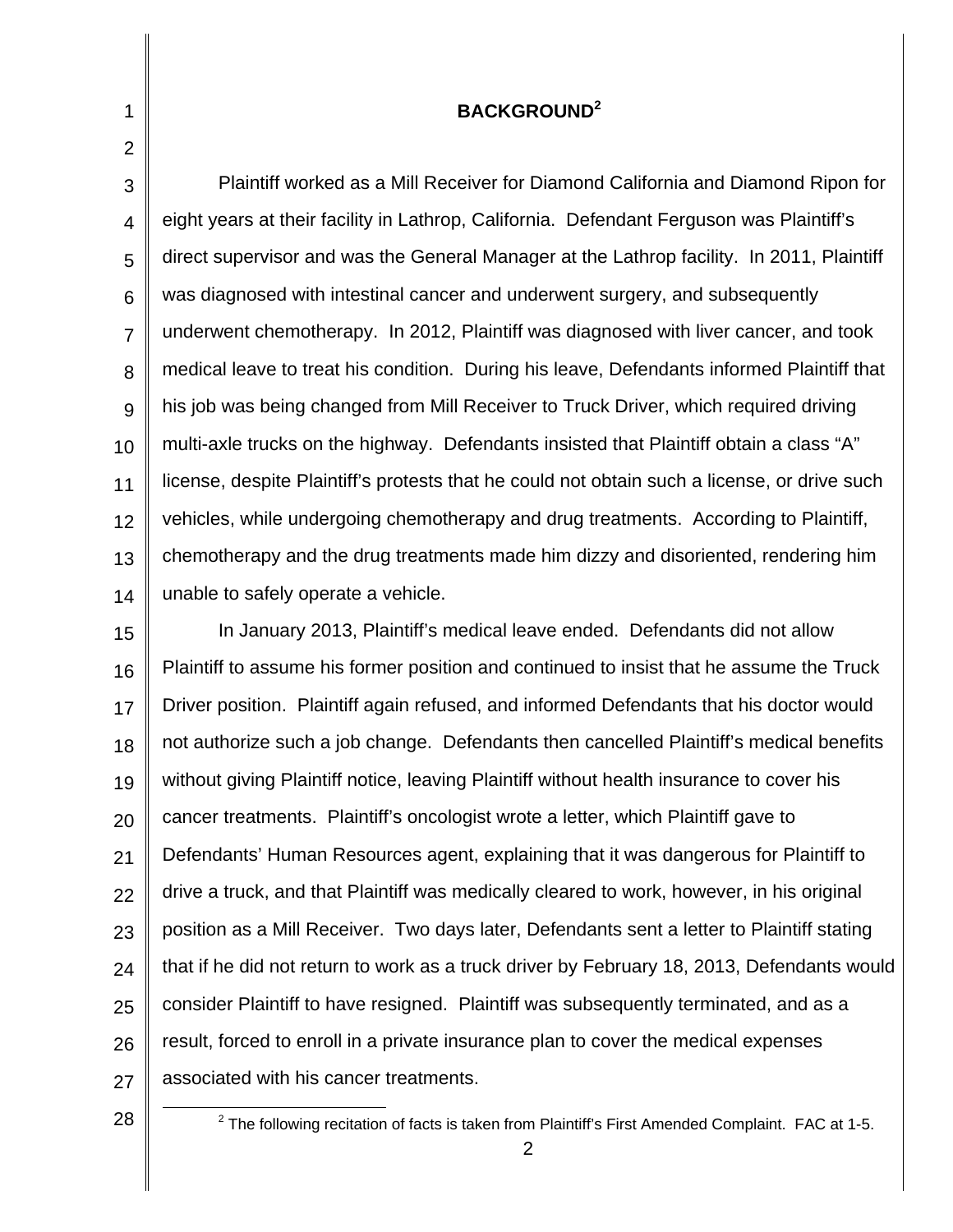## BACKGROUND[2]

Plaintiff worked as a Mill Receiver for Diamond California and Diamond Ripon for eight years at their facility in Lathrop, California. Defendant Ferguson was Plaintiff's direct supervisor and was the General Manager at the Lathrop facility. In 2011, Plaintiff was diagnosed with intestinal cancer and underwent surgery, and subsequently underwent chemotherapy. In 2012, Plaintiff was diagnosed with liver cancer, and took medical leave to treat his condition. During his leave, Defendants informed Plaintiff that his job was being changed from Mill Receiver to Truck Driver, which required driving multi-axle trucks on the highway. Defendants insisted that Plaintiff obtain a class "A" license, despite Plaintiff's protests that he could not obtain such a license, or drive such vehicles, while undergoing chemotherapy and drug treatments. According to Plaintiff, chemotherapy and the drug treatments made him dizzy and disoriented, rendering him unable to safely operate a vehicle.

In January 2013, Plaintiff's medical leave ended. Defendants did not allow Plaintiff to assume his former position and continued to insist that he assume the Truck Driver position. Plaintiff again refused, and informed Defendants that his doctor would not authorize such a job change. Defendants then cancelled Plaintiff's medical benefits without giving Plaintiff notice, leaving Plaintiff without health insurance to cover his cancer treatments. Plaintiff's oncologist wrote a letter, which Plaintiff gave to Defendants' Human Resources agent, explaining that it was dangerous for Plaintiff to drive a truck, and that Plaintiff was medically cleared to work, however, in his original position as a Mill Receiver. Two days later, Defendants sent a letter to Plaintiff stating that if he did not return to work as a truck driver by February 18, 2013, Defendants would consider Plaintiff to have resigned. Plaintiff was subsequently terminated, and as a result, forced to enroll in a private insurance plan to cover the medical expenses associated with his cancer treatments.

[2] The following recitation of facts is taken from Plaintiff's First Amended Complaint. FAC at 1-5.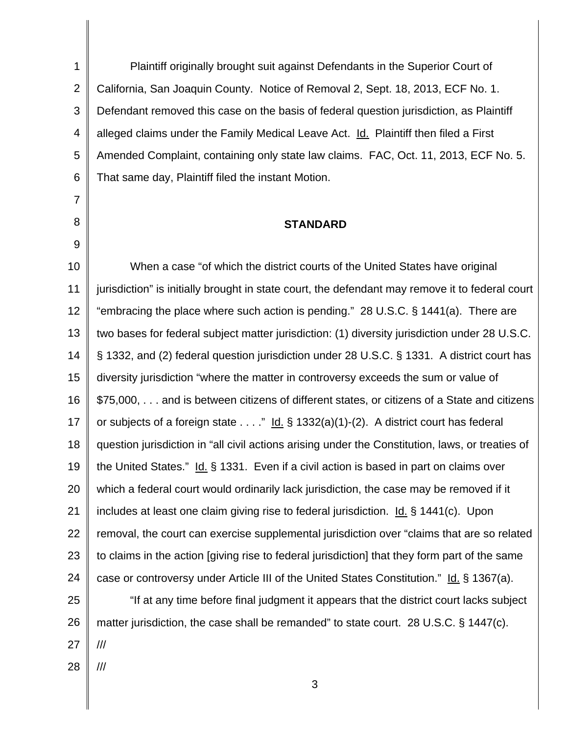Plaintiff originally brought suit against Defendants in the Superior Court of California, San Joaquin County. Notice of Removal 2, Sept. 18, 2013, ECF No. 1. Defendant removed this case on the basis of federal question jurisdiction, as Plaintiff alleged claims under the Family Medical Leave Act. Id. Plaintiff then filed a First Amended Complaint, containing only state law claims. FAC, Oct. 11, 2013, ECF No. 5. That same day, Plaintiff filed the instant Motion.

## STANDARD

When a case "of which the district courts of the United States have original jurisdiction" is initially brought in state court, the defendant may remove it to federal court "embracing the place where such action is pending." 28 U.S.C. § 1441(a). There are two bases for federal subject matter jurisdiction: (1) diversity jurisdiction under 28 U.S.C. § 1332, and (2) federal question jurisdiction under 28 U.S.C. § 1331. A district court has diversity jurisdiction "where the matter in controversy exceeds the sum or value of $75,000, . . . and is between citizens of different states, or citizens of a State and citizens or subjects of a foreign state . . . ." Id. § 1332(a)(1)-(2). A district court has federal question jurisdiction in "all civil actions arising under the Constitution, laws, or treaties of the United States." Id. § 1331. Even if a civil action is based in part on claims over which a federal court would ordinarily lack jurisdiction, the case may be removed if it includes at least one claim giving rise to federal jurisdiction. Id. § 1441(c). Upon removal, the court can exercise supplemental jurisdiction over "claims that are so related to claims in the action [giving rise to federal jurisdiction] that they form part of the same case or controversy under Article III of the United States Constitution." Id. § 1367(a).

"If at any time before final judgment it appears that the district court lacks subject matter jurisdiction, the case shall be remanded" to state court. 28 U.S.C. § 1447(c).

///

///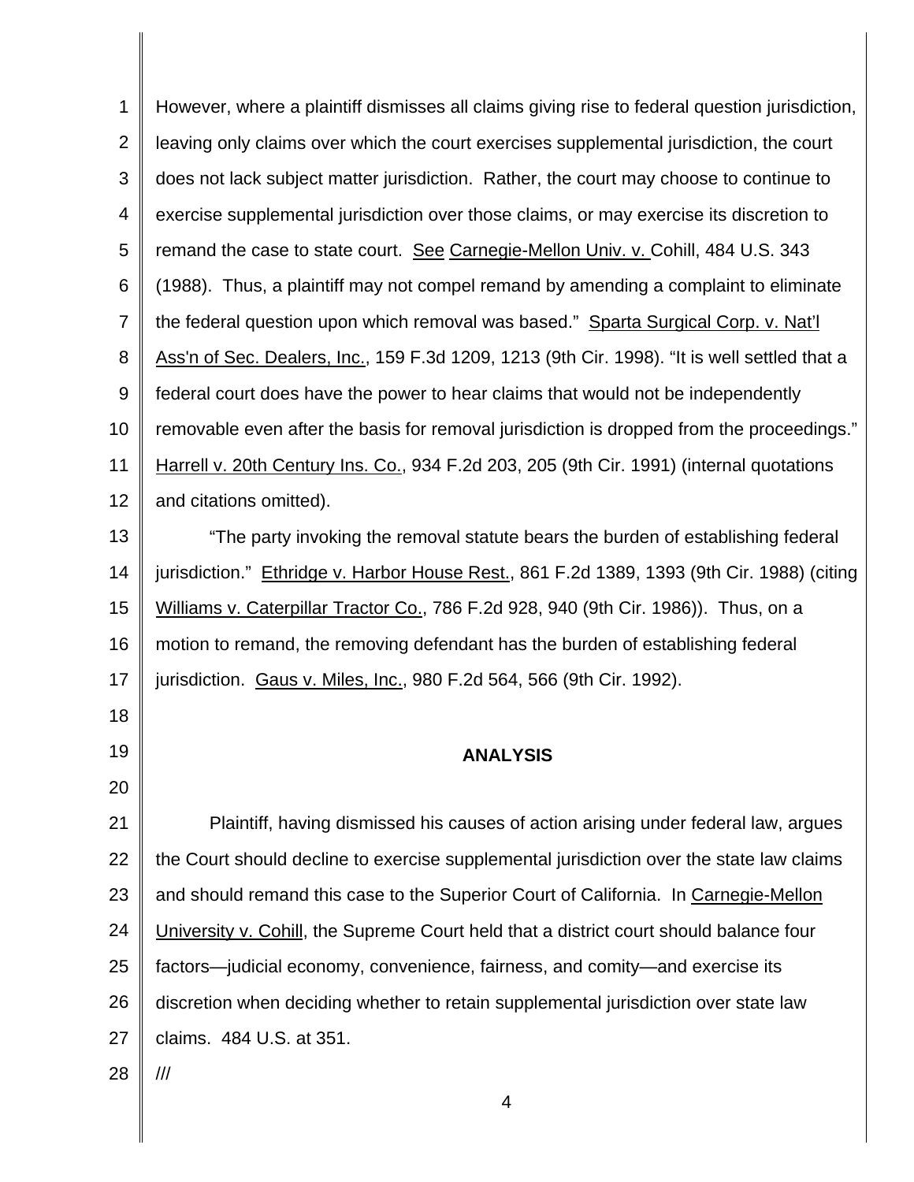However, where a plaintiff dismisses all claims giving rise to federal question jurisdiction, leaving only claims over which the court exercises supplemental jurisdiction, the court does not lack subject matter jurisdiction. Rather, the court may choose to continue to exercise supplemental jurisdiction over those claims, or may exercise its discretion to remand the case to state court. See Carnegie-Mellon Univ. v. Cohill, 484 U.S. 343 (1988). Thus, a plaintiff may not compel remand by amending a complaint to eliminate the federal question upon which removal was based." Sparta Surgical Corp. v. Nat'l Ass'n of Sec. Dealers, Inc., 159 F.3d 1209, 1213 (9th Cir. 1998). "It is well settled that a federal court does have the power to hear claims that would not be independently removable even after the basis for removal jurisdiction is dropped from the proceedings." Harrell v. 20th Century Ins. Co., 934 F.2d 203, 205 (9th Cir. 1991) (internal quotations and citations omitted).

"The party invoking the removal statute bears the burden of establishing federal jurisdiction." Ethridge v. Harbor House Rest., 861 F.2d 1389, 1393 (9th Cir. 1988) (citing Williams v. Caterpillar Tractor Co., 786 F.2d 928, 940 (9th Cir. 1986)). Thus, on a motion to remand, the removing defendant has the burden of establishing federal jurisdiction. Gaus v. Miles, Inc., 980 F.2d 564, 566 (9th Cir. 1992).

## ANALYSIS

Plaintiff, having dismissed his causes of action arising under federal law, argues the Court should decline to exercise supplemental jurisdiction over the state law claims and should remand this case to the Superior Court of California. In Carnegie-Mellon University v. Cohill, the Supreme Court held that a district court should balance four factors—judicial economy, convenience, fairness, and comity—and exercise its discretion when deciding whether to retain supplemental jurisdiction over state law claims. 484 U.S. at 351.

///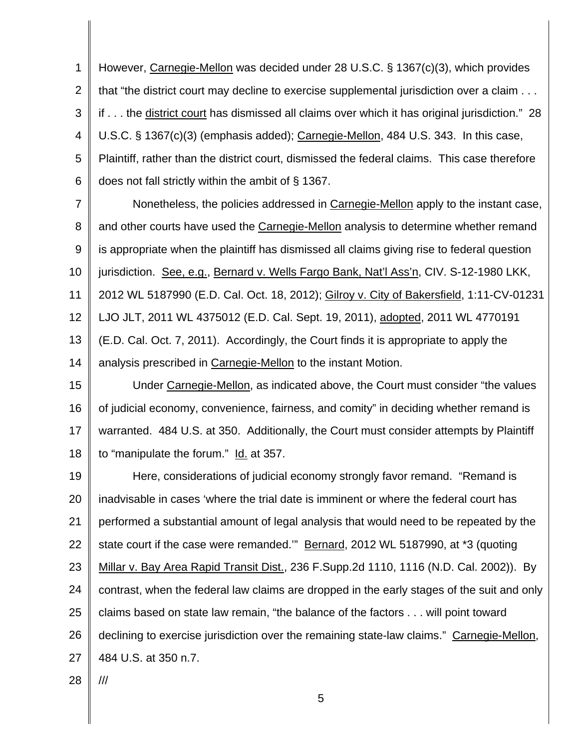However, Carnegie-Mellon was decided under 28 U.S.C. § 1367(c)(3), which provides that "the district court may decline to exercise supplemental jurisdiction over a claim . . . if . . . the district court has dismissed all claims over which it has original jurisdiction." 28 U.S.C. § 1367(c)(3) (emphasis added); Carnegie-Mellon, 484 U.S. 343. In this case, Plaintiff, rather than the district court, dismissed the federal claims. This case therefore does not fall strictly within the ambit of § 1367.

Nonetheless, the policies addressed in Carnegie-Mellon apply to the instant case, and other courts have used the Carnegie-Mellon analysis to determine whether remand is appropriate when the plaintiff has dismissed all claims giving rise to federal question jurisdiction. See, e.g., Bernard v. Wells Fargo Bank, Nat'l Ass'n, CIV. S-12-1980 LKK, 2012 WL 5187990 (E.D. Cal. Oct. 18, 2012); Gilroy v. City of Bakersfield, 1:11-CV-01231 LJO JLT, 2011 WL 4375012 (E.D. Cal. Sept. 19, 2011), adopted, 2011 WL 4770191 (E.D. Cal. Oct. 7, 2011). Accordingly, the Court finds it is appropriate to apply the analysis prescribed in Carnegie-Mellon to the instant Motion.

Under Carnegie-Mellon, as indicated above, the Court must consider "the values of judicial economy, convenience, fairness, and comity" in deciding whether remand is warranted. 484 U.S. at 350. Additionally, the Court must consider attempts by Plaintiff to "manipulate the forum." Id. at 357.

Here, considerations of judicial economy strongly favor remand. "Remand is inadvisable in cases 'where the trial date is imminent or where the federal court has performed a substantial amount of legal analysis that would need to be repeated by the state court if the case were remanded.'" Bernard, 2012 WL 5187990, at *3 (quoting Millar v. Bay Area Rapid Transit Dist., 236 F.Supp.2d 1110, 1116 (N.D. Cal. 2002)). By contrast, when the federal law claims are dropped in the early stages of the suit and only claims based on state law remain, "the balance of the factors . . . will point toward declining to exercise jurisdiction over the remaining state-law claims." Carnegie-Mellon, 484 U.S. at 350 n.7.

///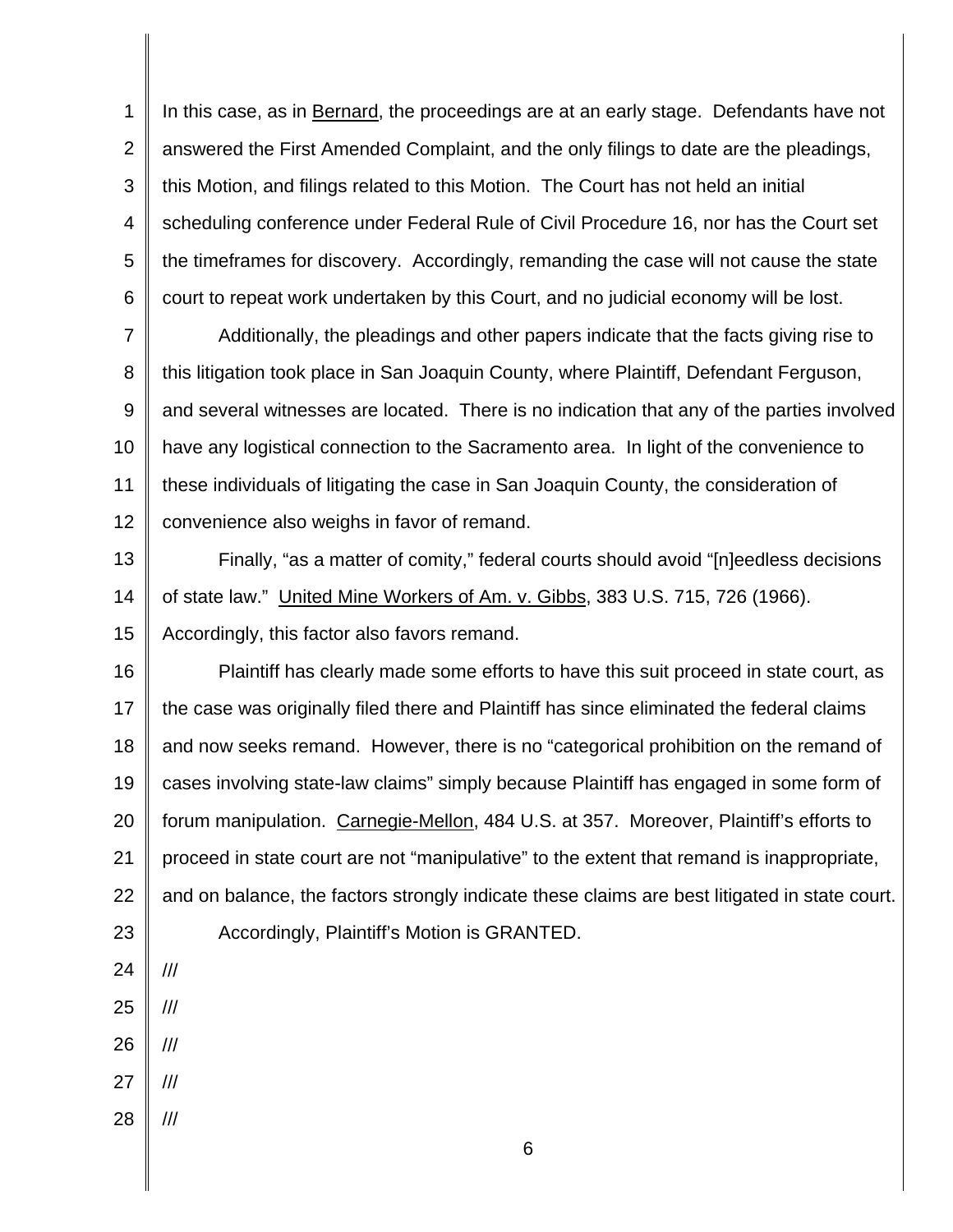In this case, as in Bernard, the proceedings are at an early stage. Defendants have not answered the First Amended Complaint, and the only filings to date are the pleadings, this Motion, and filings related to this Motion. The Court has not held an initial scheduling conference under Federal Rule of Civil Procedure 16, nor has the Court set the timeframes for discovery. Accordingly, remanding the case will not cause the state court to repeat work undertaken by this Court, and no judicial economy will be lost.

Additionally, the pleadings and other papers indicate that the facts giving rise to this litigation took place in San Joaquin County, where Plaintiff, Defendant Ferguson, and several witnesses are located. There is no indication that any of the parties involved have any logistical connection to the Sacramento area. In light of the convenience to these individuals of litigating the case in San Joaquin County, the consideration of convenience also weighs in favor of remand.

Finally, "as a matter of comity," federal courts should avoid "[n]eedless decisions of state law." United Mine Workers of Am. v. Gibbs, 383 U.S. 715, 726 (1966). Accordingly, this factor also favors remand.

Plaintiff has clearly made some efforts to have this suit proceed in state court, as the case was originally filed there and Plaintiff has since eliminated the federal claims and now seeks remand. However, there is no "categorical prohibition on the remand of cases involving state-law claims" simply because Plaintiff has engaged in some form of forum manipulation. Carnegie-Mellon, 484 U.S. at 357. Moreover, Plaintiff's efforts to proceed in state court are not "manipulative" to the extent that remand is inappropriate, and on balance, the factors strongly indicate these claims are best litigated in state court.

Accordingly, Plaintiff's Motion is GRANTED.

///

///

///

///

///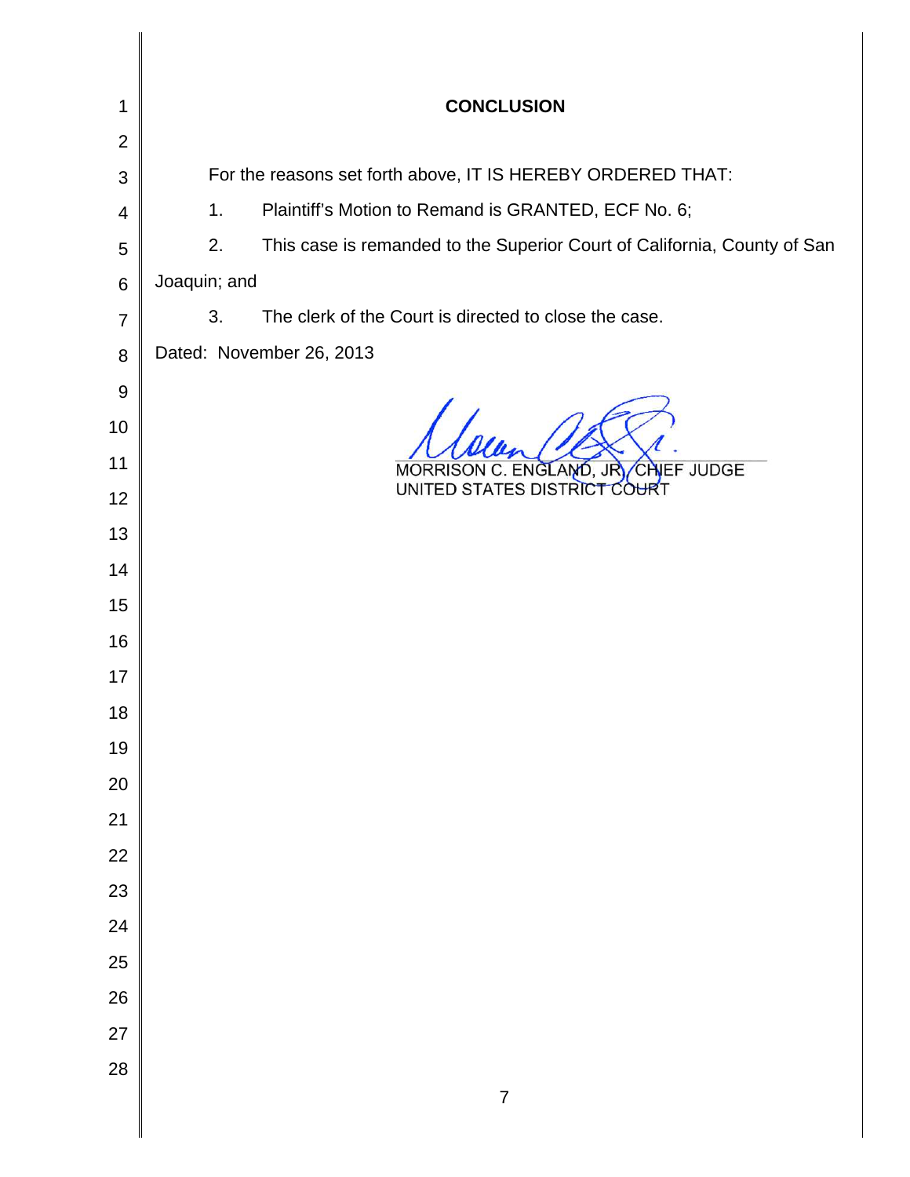## CONCLUSION

For the reasons set forth above, IT IS HEREBY ORDERED THAT:

1. Plaintiff's Motion to Remand is GRANTED, ECF No. 6;

2. This case is remanded to the Superior Court of California, County of San Joaquin; and

3. The clerk of the Court is directed to close the case.

Dated: November 26, 2013

MORRISON C. ENGLAND, JR, CHIEF JUDGE
UNITED STATES DISTRICT COURT